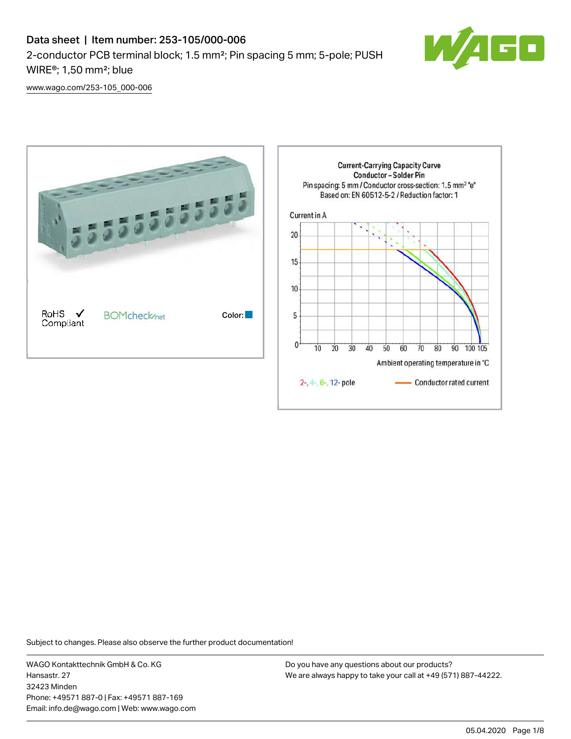# Data sheet | Item number: 253-105/000-006

2-conductor PCB terminal block; 1.5 mm²; Pin spacing 5 mm; 5-pole; PUSH WIRE®; 1,50 mm²; blue

www.wago.com/253-105_000-006

RoHS ✓ Compliant

BOMcheck.net

Color:

Current-Carrying Capacity Curve
Conductor – Solder Pin
Pin spacing: 5 mm / Conductor cross-section: 1.5 mm² "e"
Based on: EN 60512-5-2 / Reduction factor: 1

Current in A

Ambient operating temperature in °C

2-, 4-, 6-, 12- pole

Conductor rated current

Subject to changes. Please also observe the further product documentation!

WAGO Kontakttechnik GmbH & Co. KG
Hansastr. 27
32423 Minden
Phone: +49571 887-0 | Fax: +49571 887-169
Email: info.de@wago.com | Web: www.wago.com

Do you have any questions about our products?
We are always happy to take your call at +49 (571) 887-44222.

05.04.2020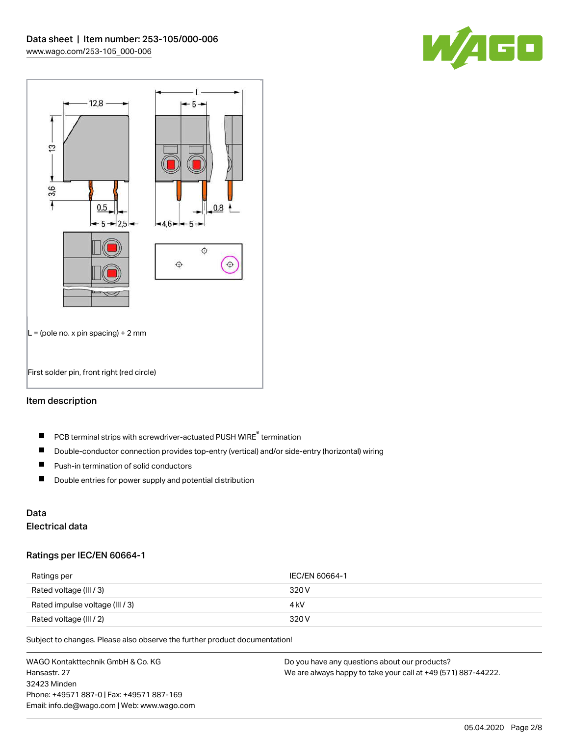L = (pole no. x pin spacing) + 2 mm

First solder pin, front right (red circle)

## Item description

- PCB terminal strips with screwdriver-actuated PUSH WIRE® termination
- Double-conductor connection provides top-entry (vertical) and/or side-entry (horizontal) wiring
- Push-in termination of solid conductors
- Double entries for power supply and potential distribution

## Data

### Electrical data

#### Ratings per IEC/EN 60664-1

| Ratings per | IEC/EN 60664-1 |
| --- | --- |
| Rated voltage (III / 3) | 320 V |
| Rated impulse voltage (III / 3) | 4 kV |
| Rated voltage (III / 2) | 320 V |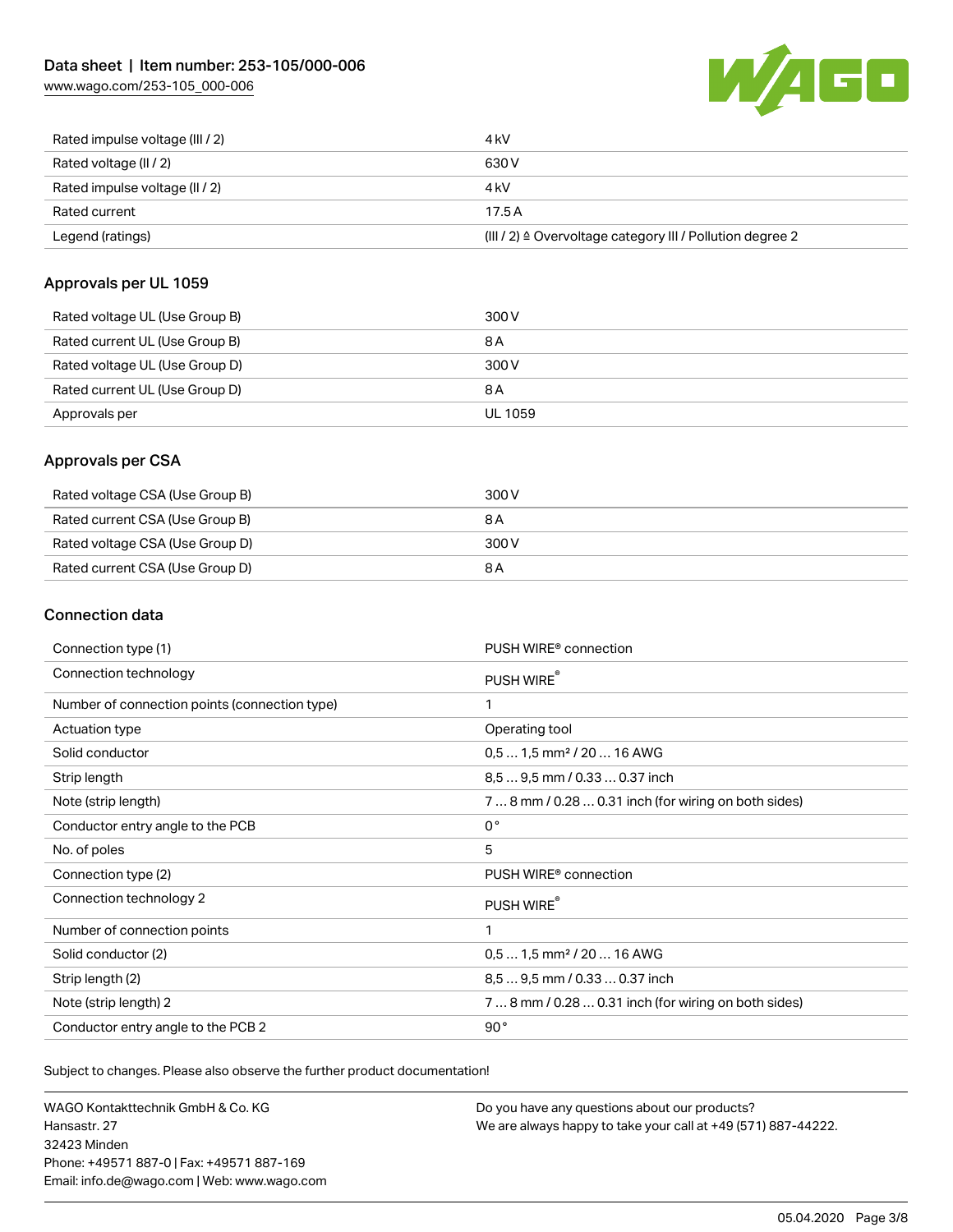| | |
|---|---|
| Rated impulse voltage (III / 2) | 4 kV |
| Rated voltage (II / 2) | 630 V |
| Rated impulse voltage (II / 2) | 4 kV |
| Rated current | 17.5 A |
| Legend (ratings) | (III / 2) ≙ Overvoltage category III / Pollution degree 2 |

## Approvals per UL 1059

| | |
|---|---|
| Rated voltage UL (Use Group B) | 300 V |
| Rated current UL (Use Group B) | 8 A |
| Rated voltage UL (Use Group D) | 300 V |
| Rated current UL (Use Group D) | 8 A |
| Approvals per | UL 1059 |

## Approvals per CSA

| | |
|---|---|
| Rated voltage CSA (Use Group B) | 300 V |
| Rated current CSA (Use Group B) | 8 A |
| Rated voltage CSA (Use Group D) | 300 V |
| Rated current CSA (Use Group D) | 8 A |

## Connection data

| | |
|---|---|
| Connection type (1) | PUSH WIRE® connection |
| Connection technology | PUSH WIRE® |
| Number of connection points (connection type) | 1 |
| Actuation type | Operating tool |
| Solid conductor | 0,5 … 1,5 mm² / 20 … 16 AWG |
| Strip length | 8,5 … 9,5 mm / 0.33 … 0.37 inch |
| Note (strip length) | 7 … 8 mm / 0.28 … 0.31 inch (for wiring on both sides) |
| Conductor entry angle to the PCB | 0 ° |
| No. of poles | 5 |
| Connection type (2) | PUSH WIRE® connection |
| Connection technology 2 | PUSH WIRE® |
| Number of connection points | 1 |
| Solid conductor (2) | 0,5 … 1,5 mm² / 20 … 16 AWG |
| Strip length (2) | 8,5 … 9,5 mm / 0.33 … 0.37 inch |
| Note (strip length) 2 | 7 … 8 mm / 0.28 … 0.31 inch (for wiring on both sides) |
| Conductor entry angle to the PCB 2 | 90 ° |

Subject to changes. Please also observe the further product documentation!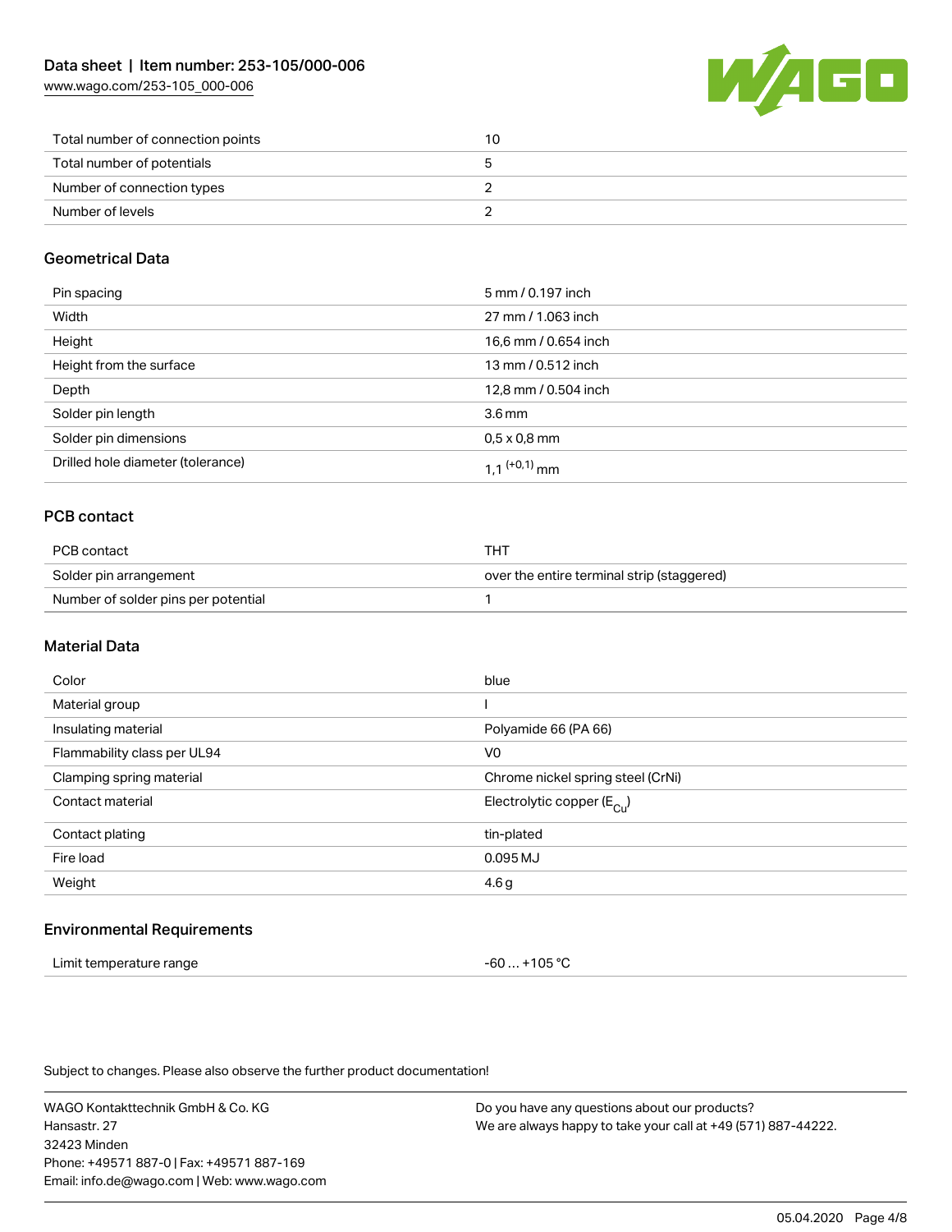| | |
|---|---|
| Total number of connection points | 10 |
| Total number of potentials | 5 |
| Number of connection types | 2 |
| Number of levels | 2 |

## Geometrical Data

| | |
|---|---|
| Pin spacing | 5 mm / 0.197 inch |
| Width | 27 mm / 1.063 inch |
| Height | 16,6 mm / 0.654 inch |
| Height from the surface | 13 mm / 0.512 inch |
| Depth | 12,8 mm / 0.504 inch |
| Solder pin length | 3.6 mm |
| Solder pin dimensions | 0,5 x 0,8 mm |
| Drilled hole diameter (tolerance) | 1,1 $^{(+0,1)}$ mm |

## PCB contact

| | |
|---|---|
| PCB contact | THT |
| Solder pin arrangement | over the entire terminal strip (staggered) |
| Number of solder pins per potential | 1 |

## Material Data

| | |
|---|---|
| Color | blue |
| Material group | I |
| Insulating material | Polyamide 66 (PA 66) |
| Flammability class per UL94 | V0 |
| Clamping spring material | Chrome nickel spring steel (CrNi) |
| Contact material | Electrolytic copper ($E_{Cu}$) |
| Contact plating | tin-plated |
| Fire load | 0.095 MJ |
| Weight | 4.6 g |

## Environmental Requirements

| | |
|---|---|
| Limit temperature range | -60 … +105 °C |

Subject to changes. Please also observe the further product documentation!

WAGO Kontakttechnik GmbH & Co. KG
Hansastr. 27
32423 Minden
Phone: +49571 887-0 | Fax: +49571 887-169
Email: info.de@wago.com | Web: www.wago.com

Do you have any questions about our products?
We are always happy to take your call at +49 (571) 887-44222.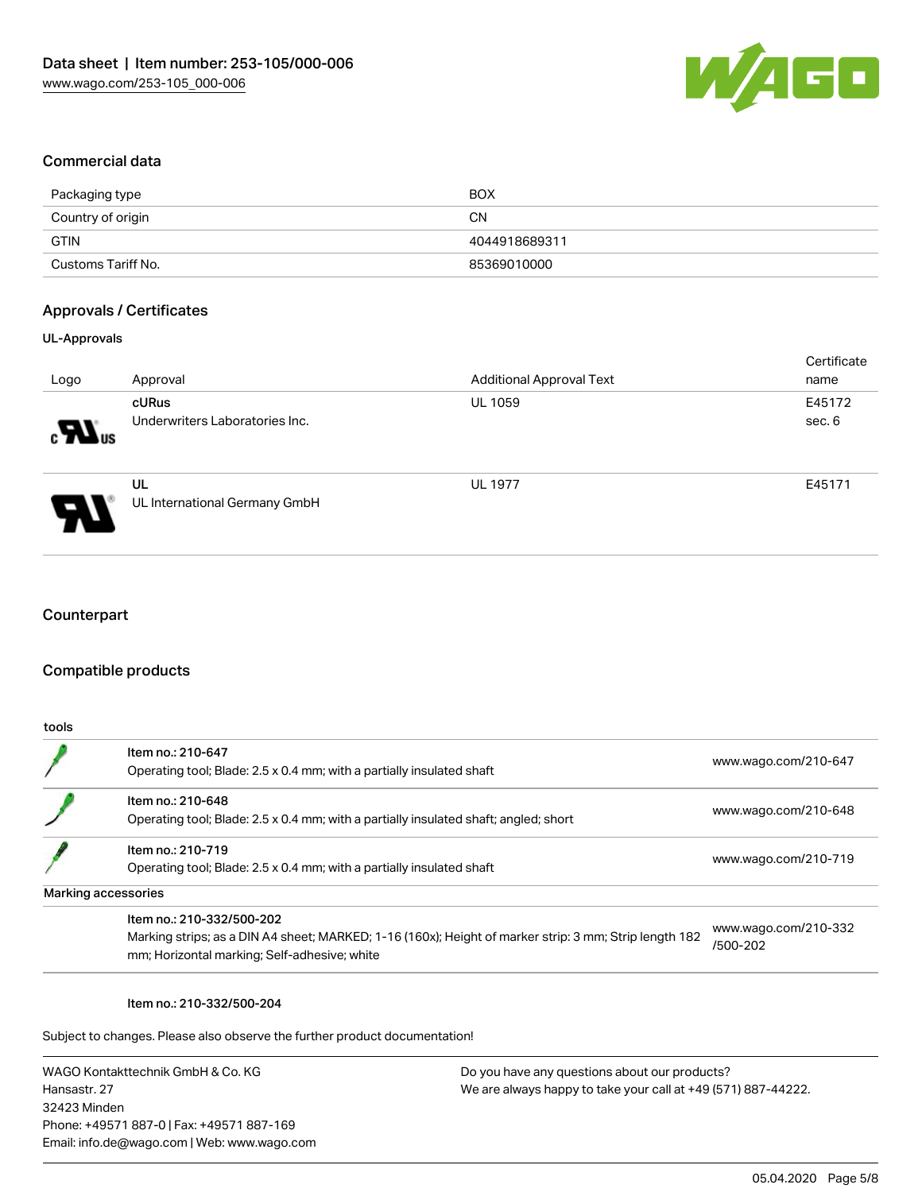## Commercial data

| | |
|---|---|
| Packaging type | BOX |
| Country of origin | CN |
| GTIN | 4044918689311 |
| Customs Tariff No. | 85369010000 |

## Approvals / Certificates

### UL-Approvals

| Logo | Approval | Additional Approval Text | Certificate name |
|---|---|---|---|
| | **cURus** Underwriters Laboratories Inc. | UL 1059 | E45172 sec. 6 |
| | **UL** UL International Germany GmbH | UL 1977 | E45171 |

## Counterpart

## Compatible products

**tools**

| | | |
|---|---|---|
| | Item no.: 210-647 Operating tool; Blade: 2.5 x 0.4 mm; with a partially insulated shaft | www.wago.com/210-647 |
| | Item no.: 210-648 Operating tool; Blade: 2.5 x 0.4 mm; with a partially insulated shaft; angled; short | www.wago.com/210-648 |
| | Item no.: 210-719 Operating tool; Blade: 2.5 x 0.4 mm; with a partially insulated shaft | www.wago.com/210-719 |

**Marking accessories**

| | | |
|---|---|---|
| | Item no.: 210-332/500-202 Marking strips; as a DIN A4 sheet; MARKED; 1-16 (160x); Height of marker strip: 3 mm; Strip length 182 mm; Horizontal marking; Self-adhesive; white | www.wago.com/210-332/500-202 |

Item no.: 210-332/500-204

Subject to changes. Please also observe the further product documentation!

WAGO Kontakttechnik GmbH & Co. KG
Hansastr. 27
32423 Minden
Phone: +49571 887-0 | Fax: +49571 887-169
Email: info.de@wago.com | Web: www.wago.com

Do you have any questions about our products?
We are always happy to take your call at +49 (571) 887-44222.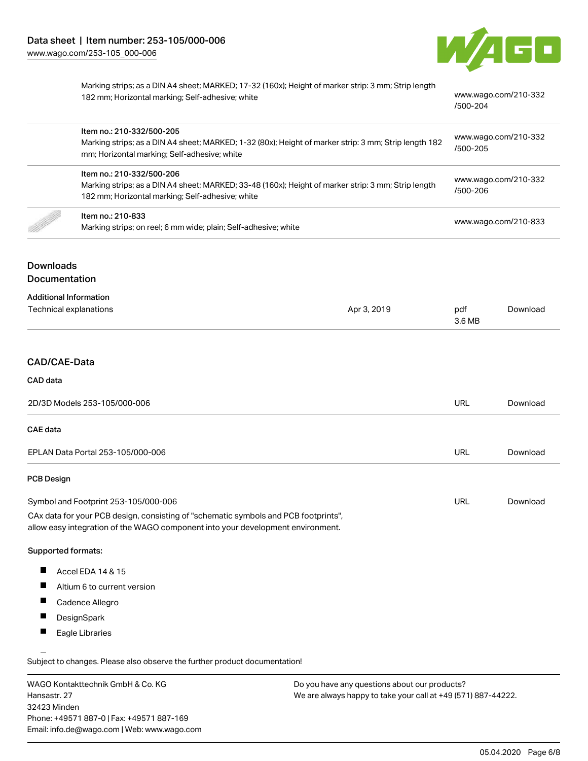| | | |
|---|---|---|
| | Marking strips; as a DIN A4 sheet; MARKED; 17-32 (160x); Height of marker strip: 3 mm; Strip length 182 mm; Horizontal marking; Self-adhesive; white | www.wago.com/210-332/500-204 |
| | Item no.: 210-332/500-205<br>Marking strips; as a DIN A4 sheet; MARKED; 1-32 (80x); Height of marker strip: 3 mm; Strip length 182 mm; Horizontal marking; Self-adhesive; white | www.wago.com/210-332/500-205 |
| | Item no.: 210-332/500-206<br>Marking strips; as a DIN A4 sheet; MARKED; 33-48 (160x); Height of marker strip: 3 mm; Strip length 182 mm; Horizontal marking; Self-adhesive; white | www.wago.com/210-332/500-206 |
| | Item no.: 210-833<br>Marking strips; on reel; 6 mm wide; plain; Self-adhesive; white | www.wago.com/210-833 |

## Downloads

## Documentation

### Additional Information

| | | | |
|---|---|---|---|
| Technical explanations | Apr 3, 2019 | pdf<br>3.6 MB | Download |

## CAD/CAE-Data

### CAD data

| | | |
|---|---|---|
| 2D/3D Models 253-105/000-006 | URL | Download |

### CAE data

| | | |
|---|---|---|
| EPLAN Data Portal 253-105/000-006 | URL | Download |

### PCB Design

| | | |
|---|---|---|
| Symbol and Footprint 253-105/000-006 | URL | Download |

CAx data for your PCB design, consisting of "schematic symbols and PCB footprints", allow easy integration of the WAGO component into your development environment.

**Supported formats:**

- Accel EDA 14 & 15
- Altium 6 to current version
- Cadence Allegro
- DesignSpark
- Eagle Libraries

Subject to changes. Please also observe the further product documentation!

WAGO Kontakttechnik GmbH & Co. KG
Hansastr. 27
32423 Minden
Phone: +49571 887-0 | Fax: +49571 887-169
Email: info.de@wago.com | Web: www.wago.com

Do you have any questions about our products?
We are always happy to take your call at +49 (571) 887-44222.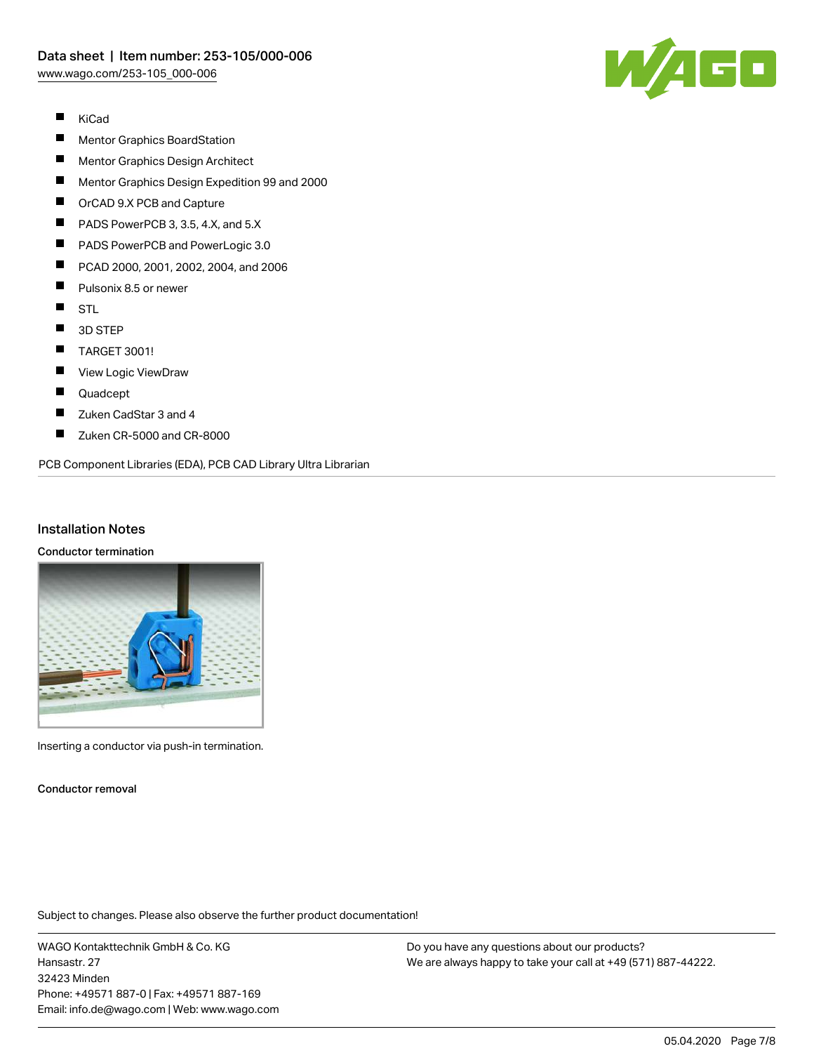- KiCad
- Mentor Graphics BoardStation
- Mentor Graphics Design Architect
- Mentor Graphics Design Expedition 99 and 2000
- OrCAD 9.X PCB and Capture
- PADS PowerPCB 3, 3.5, 4.X, and 5.X
- PADS PowerPCB and PowerLogic 3.0
- PCAD 2000, 2001, 2002, 2004, and 2006
- Pulsonix 8.5 or newer
- STL
- 3D STEP
- TARGET 3001!
- View Logic ViewDraw
- Quadcept
- Zuken CadStar 3 and 4
- Zuken CR-5000 and CR-8000

PCB Component Libraries (EDA), PCB CAD Library Ultra Librarian

## Installation Notes

**Conductor termination**

Inserting a conductor via push-in termination.

**Conductor removal**

Subject to changes. Please also observe the further product documentation!

WAGO Kontakttechnik GmbH & Co. KG
Hansastr. 27
32423 Minden
Phone: +49571 887-0 | Fax: +49571 887-169
Email: info.de@wago.com | Web: www.wago.com

Do you have any questions about our products?
We are always happy to take your call at +49 (571) 887-44222.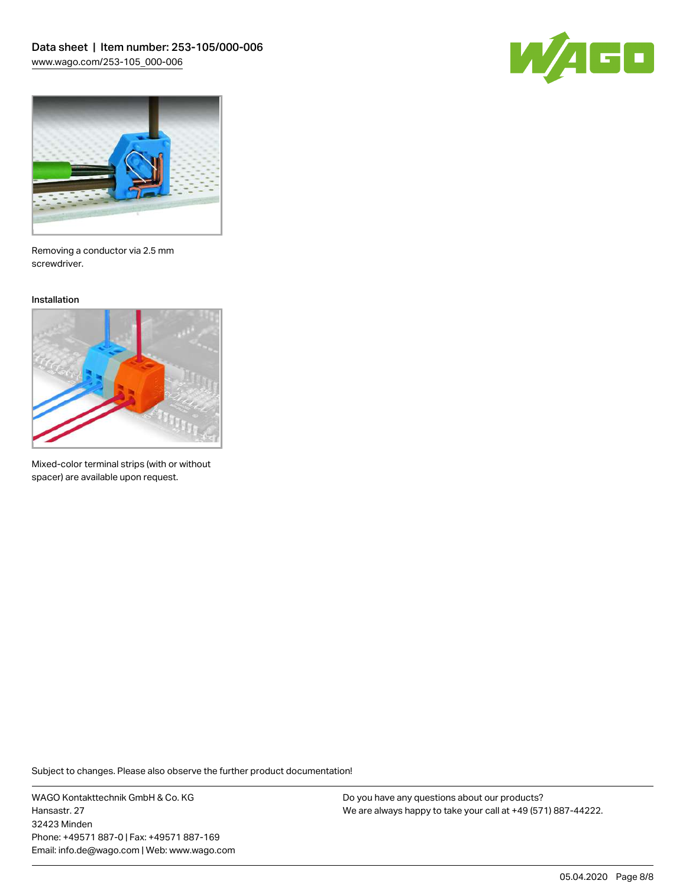Removing a conductor via 2.5 mm screwdriver.

Installation

Mixed-color terminal strips (with or without spacer) are available upon request.

Subject to changes. Please also observe the further product documentation!

WAGO Kontakttechnik GmbH & Co. KG
Hansastr. 27
32423 Minden
Phone: +49571 887-0 | Fax: +49571 887-169
Email: info.de@wago.com | Web: www.wago.com

Do you have any questions about our products?
We are always happy to take your call at +49 (571) 887-44222.